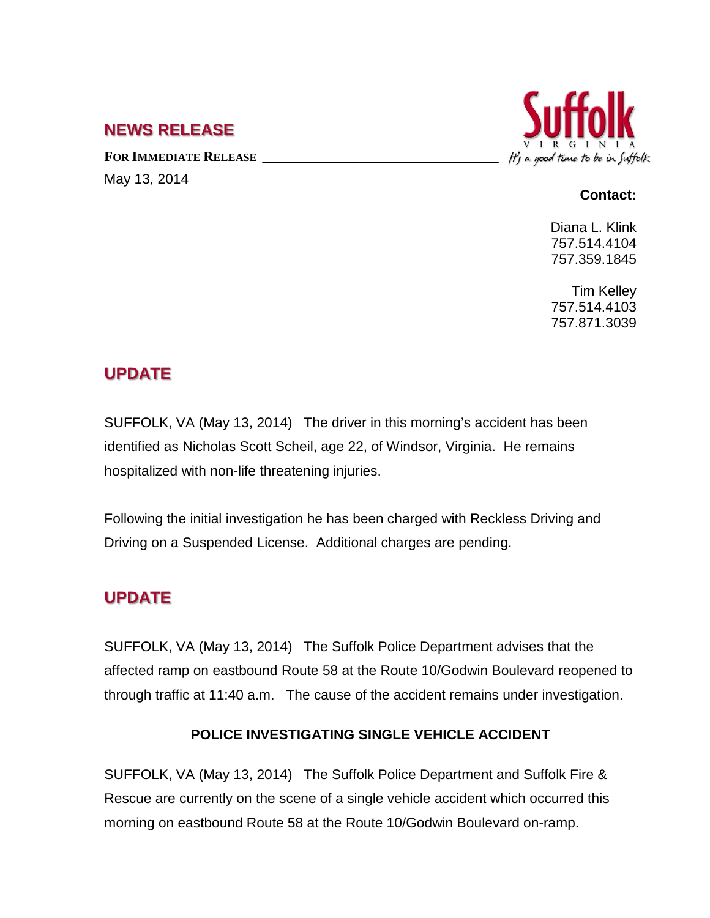## NEWS RELEASE

**FOR IMMEDIATE RELEASE**

May 13, 2014

Suffolk VIRGINIA *It's a good time to be in Suffolk*

**Contact:**

Diana L. Klink
757.514.4104
757.359.1845

Tim Kelley
757.514.4103
757.871.3039

## UPDATE

SUFFOLK, VA (May 13, 2014) The driver in this morning's accident has been identified as Nicholas Scott Scheil, age 22, of Windsor, Virginia. He remains hospitalized with non-life threatening injuries.

Following the initial investigation he has been charged with Reckless Driving and Driving on a Suspended License. Additional charges are pending.

## UPDATE

SUFFOLK, VA (May 13, 2014) The Suffolk Police Department advises that the affected ramp on eastbound Route 58 at the Route 10/Godwin Boulevard reopened to through traffic at 11:40 a.m. The cause of the accident remains under investigation.

**POLICE INVESTIGATING SINGLE VEHICLE ACCIDENT**

SUFFOLK, VA (May 13, 2014) The Suffolk Police Department and Suffolk Fire & Rescue are currently on the scene of a single vehicle accident which occurred this morning on eastbound Route 58 at the Route 10/Godwin Boulevard on-ramp.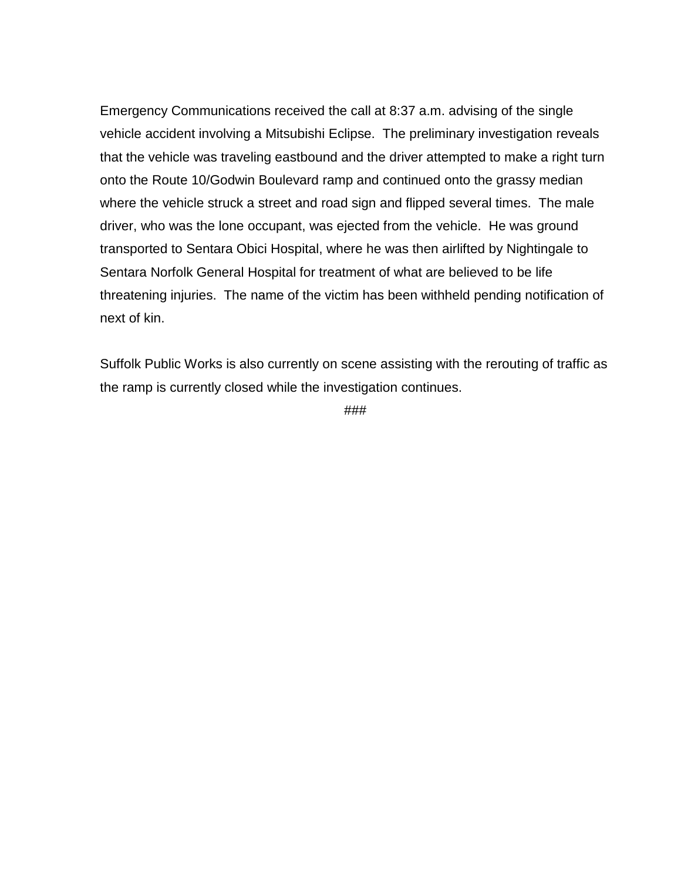Emergency Communications received the call at 8:37 a.m. advising of the single vehicle accident involving a Mitsubishi Eclipse. The preliminary investigation reveals that the vehicle was traveling eastbound and the driver attempted to make a right turn onto the Route 10/Godwin Boulevard ramp and continued onto the grassy median where the vehicle struck a street and road sign and flipped several times. The male driver, who was the lone occupant, was ejected from the vehicle. He was ground transported to Sentara Obici Hospital, where he was then airlifted by Nightingale to Sentara Norfolk General Hospital for treatment of what are believed to be life threatening injuries. The name of the victim has been withheld pending notification of next of kin.

Suffolk Public Works is also currently on scene assisting with the rerouting of traffic as the ramp is currently closed while the investigation continues.

###